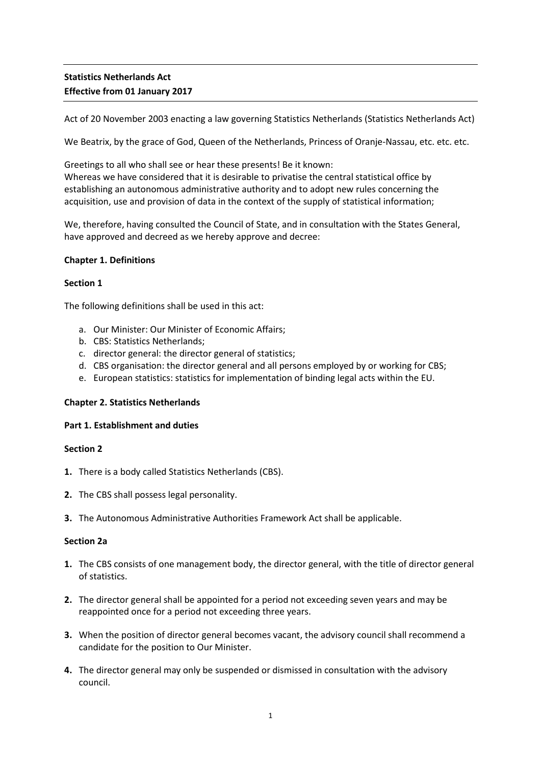**Statistics Netherlands Act**
**Effective from 01 January 2017**

Act of 20 November 2003 enacting a law governing Statistics Netherlands (Statistics Netherlands Act)

We Beatrix, by the grace of God, Queen of the Netherlands, Princess of Oranje-Nassau, etc. etc. etc.

Greetings to all who shall see or hear these presents! Be it known:
Whereas we have considered that it is desirable to privatise the central statistical office by establishing an autonomous administrative authority and to adopt new rules concerning the acquisition, use and provision of data in the context of the supply of statistical information;

We, therefore, having consulted the Council of State, and in consultation with the States General, have approved and decreed as we hereby approve and decree:

## Chapter 1. Definitions

### Section 1

The following definitions shall be used in this act:

a. Our Minister: Our Minister of Economic Affairs;
b. CBS: Statistics Netherlands;
c. director general: the director general of statistics;
d. CBS organisation: the director general and all persons employed by or working for CBS;
e. European statistics: statistics for implementation of binding legal acts within the EU.

## Chapter 2. Statistics Netherlands

### Part 1. Establishment and duties

### Section 2

**1.** There is a body called Statistics Netherlands (CBS).

**2.** The CBS shall possess legal personality.

**3.** The Autonomous Administrative Authorities Framework Act shall be applicable.

### Section 2a

**1.** The CBS consists of one management body, the director general, with the title of director general of statistics.

**2.** The director general shall be appointed for a period not exceeding seven years and may be reappointed once for a period not exceeding three years.

**3.** When the position of director general becomes vacant, the advisory council shall recommend a candidate for the position to Our Minister.

**4.** The director general may only be suspended or dismissed in consultation with the advisory council.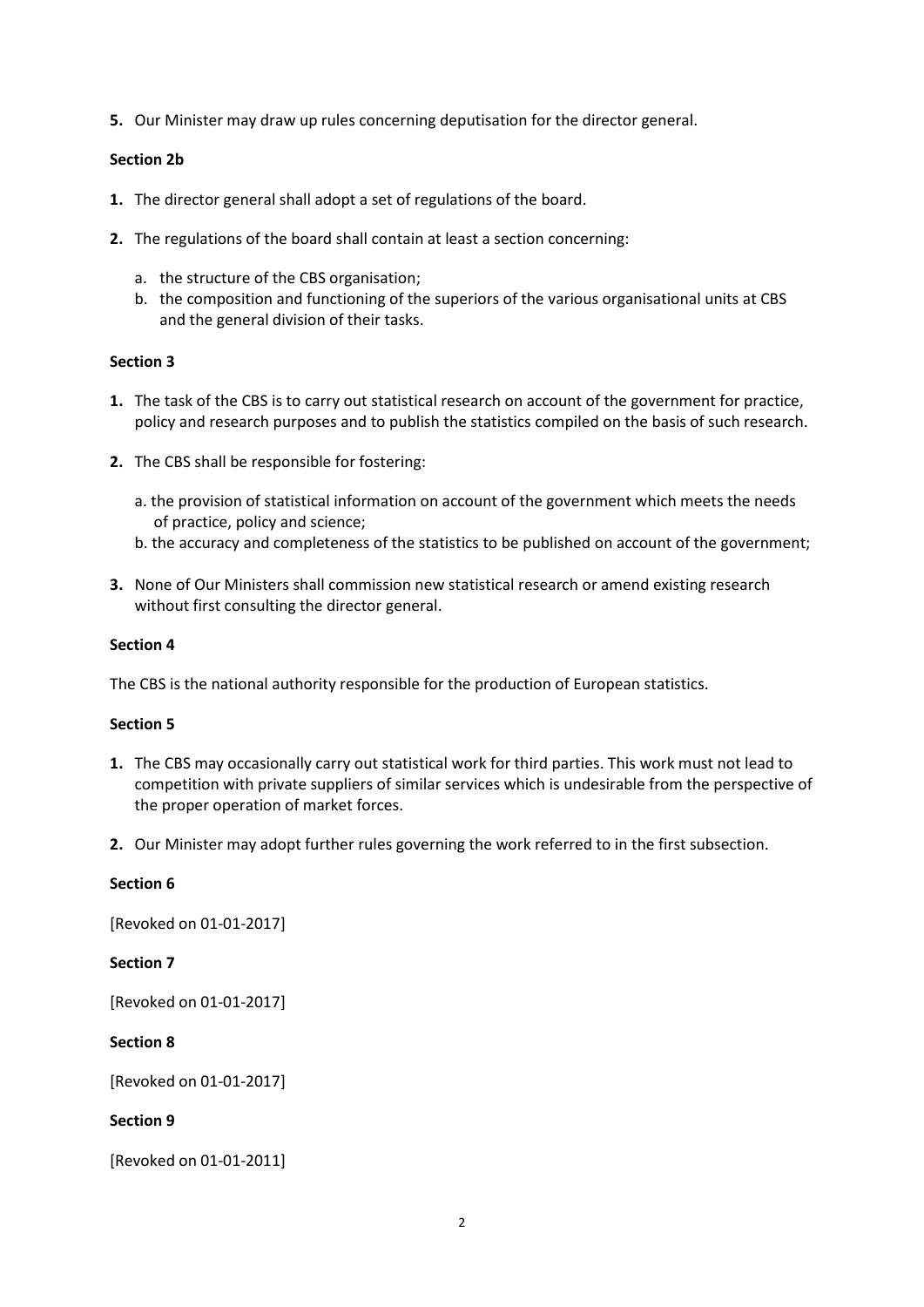**5.** Our Minister may draw up rules concerning deputisation for the director general.

**Section 2b**

**1.** The director general shall adopt a set of regulations of the board.

**2.** The regulations of the board shall contain at least a section concerning:

   a. the structure of the CBS organisation;
   b. the composition and functioning of the superiors of the various organisational units at CBS and the general division of their tasks.

**Section 3**

**1.** The task of the CBS is to carry out statistical research on account of the government for practice, policy and research purposes and to publish the statistics compiled on the basis of such research.

**2.** The CBS shall be responsible for fostering:

   a. the provision of statistical information on account of the government which meets the needs of practice, policy and science;
   b. the accuracy and completeness of the statistics to be published on account of the government;

**3.** None of Our Ministers shall commission new statistical research or amend existing research without first consulting the director general.

**Section 4**

The CBS is the national authority responsible for the production of European statistics.

**Section 5**

**1.** The CBS may occasionally carry out statistical work for third parties. This work must not lead to competition with private suppliers of similar services which is undesirable from the perspective of the proper operation of market forces.

**2.** Our Minister may adopt further rules governing the work referred to in the first subsection.

**Section 6**

[Revoked on 01-01-2017]

**Section 7**

[Revoked on 01-01-2017]

**Section 8**

[Revoked on 01-01-2017]

**Section 9**

[Revoked on 01-01-2011]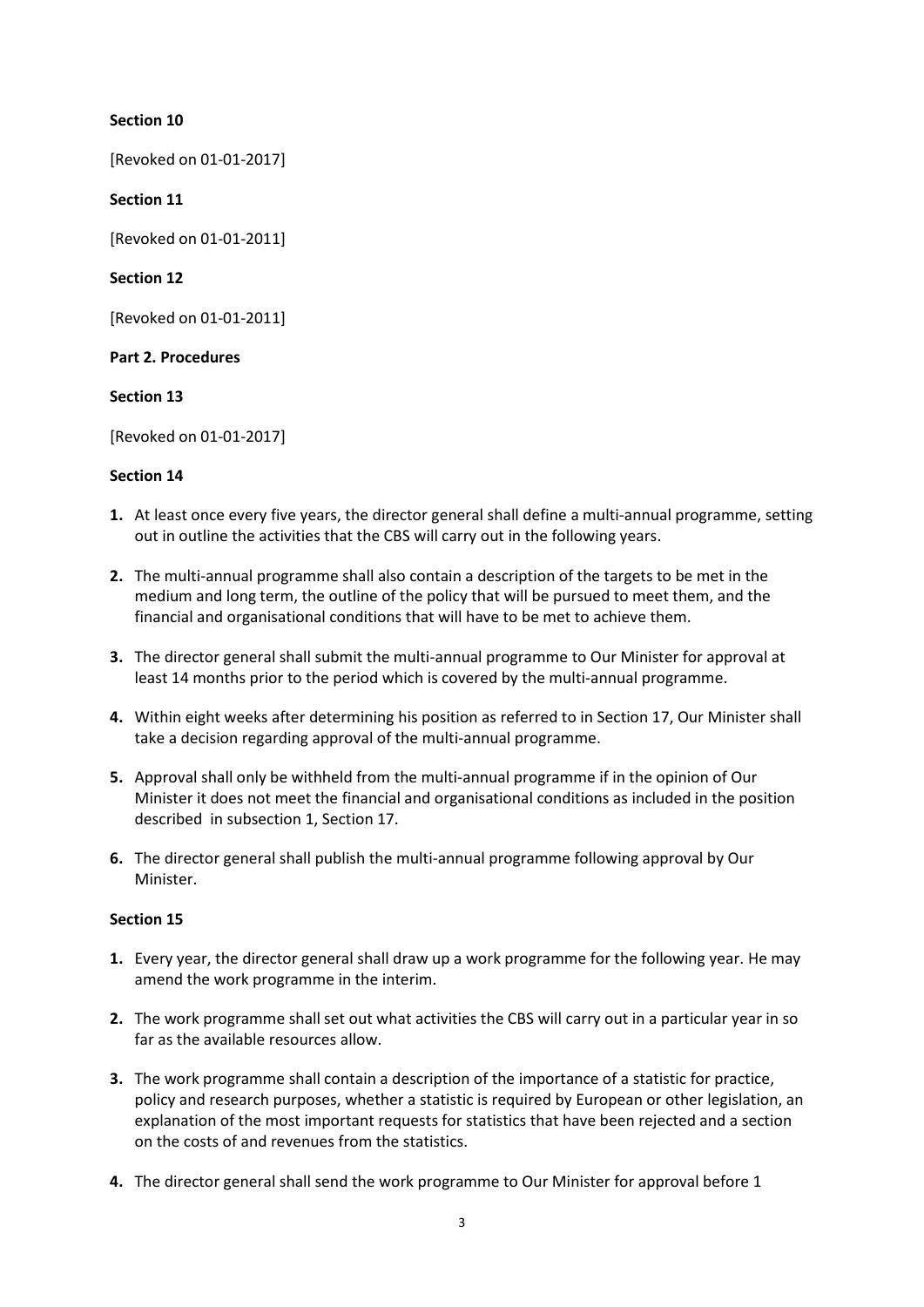**Section 10**

[Revoked on 01-01-2017]

**Section 11**

[Revoked on 01-01-2011]

**Section 12**

[Revoked on 01-01-2011]

**Part 2. Procedures**

**Section 13**

[Revoked on 01-01-2017]

**Section 14**

1. At least once every five years, the director general shall define a multi-annual programme, setting out in outline the activities that the CBS will carry out in the following years.
2. The multi-annual programme shall also contain a description of the targets to be met in the medium and long term, the outline of the policy that will be pursued to meet them, and the financial and organisational conditions that will have to be met to achieve them.
3. The director general shall submit the multi-annual programme to Our Minister for approval at least 14 months prior to the period which is covered by the multi-annual programme.
4. Within eight weeks after determining his position as referred to in Section 17, Our Minister shall take a decision regarding approval of the multi-annual programme.
5. Approval shall only be withheld from the multi-annual programme if in the opinion of Our Minister it does not meet the financial and organisational conditions as included in the position described in subsection 1, Section 17.
6. The director general shall publish the multi-annual programme following approval by Our Minister.

**Section 15**

1. Every year, the director general shall draw up a work programme for the following year. He may amend the work programme in the interim.
2. The work programme shall set out what activities the CBS will carry out in a particular year in so far as the available resources allow.
3. The work programme shall contain a description of the importance of a statistic for practice, policy and research purposes, whether a statistic is required by European or other legislation, an explanation of the most important requests for statistics that have been rejected and a section on the costs of and revenues from the statistics.
4. The director general shall send the work programme to Our Minister for approval before 1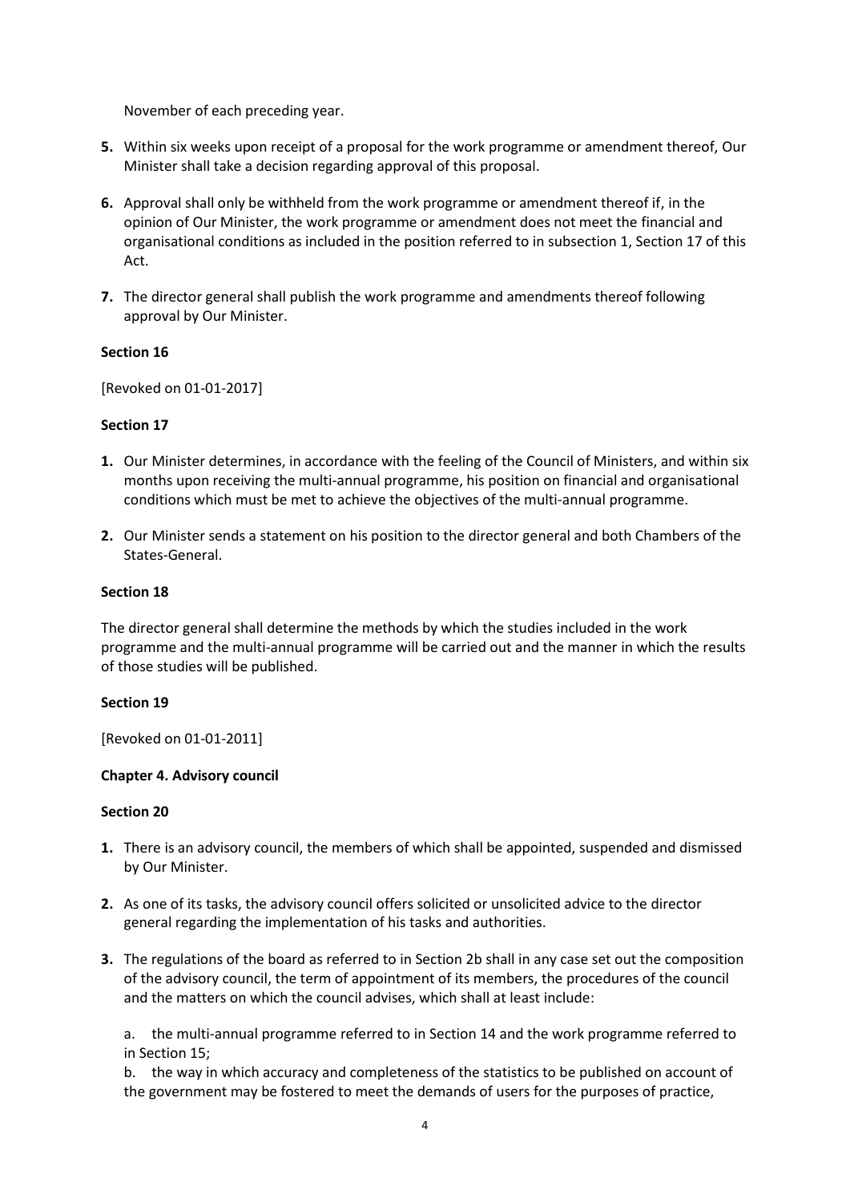November of each preceding year.

**5.** Within six weeks upon receipt of a proposal for the work programme or amendment thereof, Our Minister shall take a decision regarding approval of this proposal.

**6.** Approval shall only be withheld from the work programme or amendment thereof if, in the opinion of Our Minister, the work programme or amendment does not meet the financial and organisational conditions as included in the position referred to in subsection 1, Section 17 of this Act.

**7.** The director general shall publish the work programme and amendments thereof following approval by Our Minister.

**Section 16**

[Revoked on 01-01-2017]

**Section 17**

**1.** Our Minister determines, in accordance with the feeling of the Council of Ministers, and within six months upon receiving the multi-annual programme, his position on financial and organisational conditions which must be met to achieve the objectives of the multi-annual programme.

**2.** Our Minister sends a statement on his position to the director general and both Chambers of the States-General.

**Section 18**

The director general shall determine the methods by which the studies included in the work programme and the multi-annual programme will be carried out and the manner in which the results of those studies will be published.

**Section 19**

[Revoked on 01-01-2011]

**Chapter 4. Advisory council**

**Section 20**

**1.** There is an advisory council, the members of which shall be appointed, suspended and dismissed by Our Minister.

**2.** As one of its tasks, the advisory council offers solicited or unsolicited advice to the director general regarding the implementation of his tasks and authorities.

**3.** The regulations of the board as referred to in Section 2b shall in any case set out the composition of the advisory council, the term of appointment of its members, the procedures of the council and the matters on which the council advises, which shall at least include:

a. the multi-annual programme referred to in Section 14 and the work programme referred to in Section 15;

b. the way in which accuracy and completeness of the statistics to be published on account of the government may be fostered to meet the demands of users for the purposes of practice,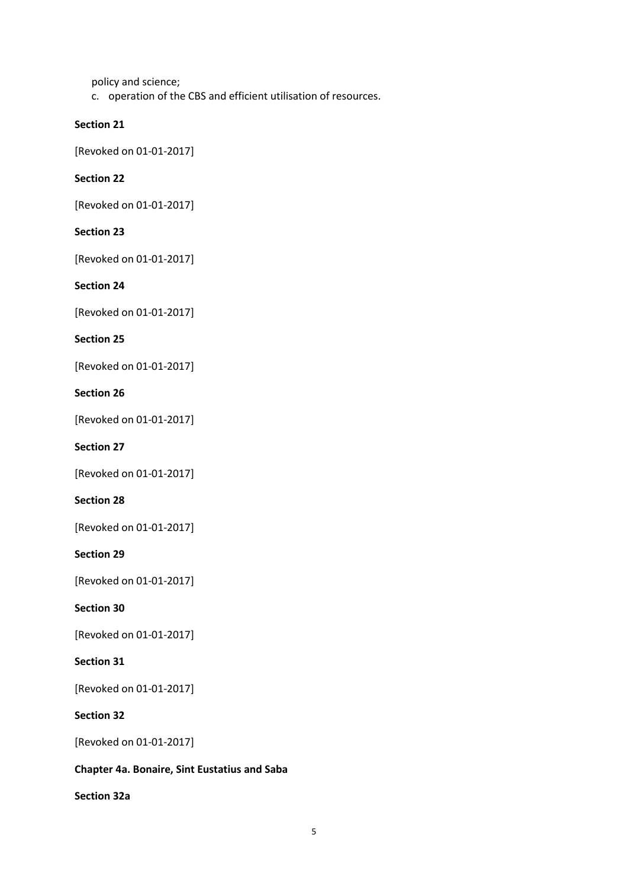policy and science;

c. operation of the CBS and efficient utilisation of resources.

**Section 21**

[Revoked on 01-01-2017]

**Section 22**

[Revoked on 01-01-2017]

**Section 23**

[Revoked on 01-01-2017]

**Section 24**

[Revoked on 01-01-2017]

**Section 25**

[Revoked on 01-01-2017]

**Section 26**

[Revoked on 01-01-2017]

**Section 27**

[Revoked on 01-01-2017]

**Section 28**

[Revoked on 01-01-2017]

**Section 29**

[Revoked on 01-01-2017]

**Section 30**

[Revoked on 01-01-2017]

**Section 31**

[Revoked on 01-01-2017]

**Section 32**

[Revoked on 01-01-2017]

**Chapter 4a. Bonaire, Sint Eustatius and Saba**

**Section 32a**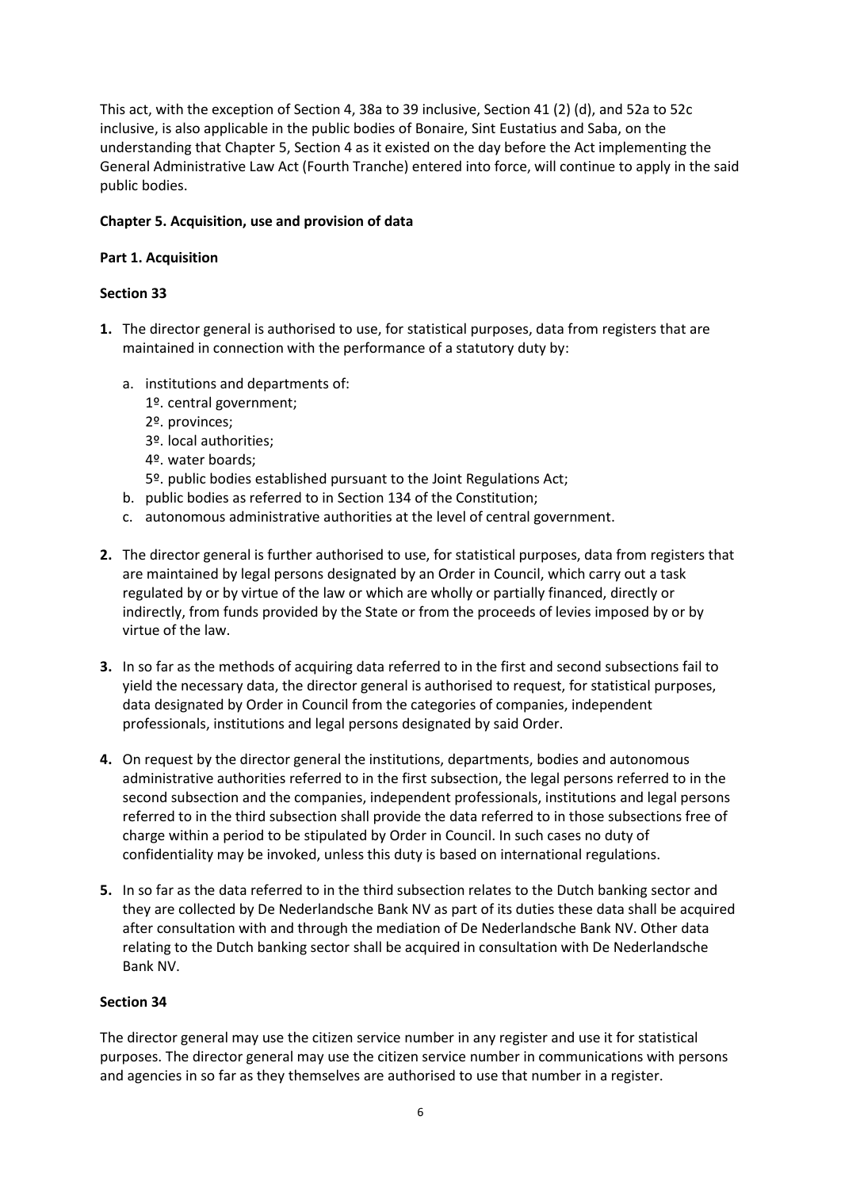This act, with the exception of Section 4, 38a to 39 inclusive, Section 41 (2) (d), and 52a to 52c inclusive, is also applicable in the public bodies of Bonaire, Sint Eustatius and Saba, on the understanding that Chapter 5, Section 4 as it existed on the day before the Act implementing the General Administrative Law Act (Fourth Tranche) entered into force, will continue to apply in the said public bodies.

**Chapter 5. Acquisition, use and provision of data**

**Part 1. Acquisition**

**Section 33**

1. The director general is authorised to use, for statistical purposes, data from registers that are maintained in connection with the performance of a statutory duty by:
   a. institutions and departments of:
      1º. central government;
      2º. provinces;
      3º. local authorities;
      4º. water boards;
      5º. public bodies established pursuant to the Joint Regulations Act;
   b. public bodies as referred to in Section 134 of the Constitution;
   c. autonomous administrative authorities at the level of central government.
2. The director general is further authorised to use, for statistical purposes, data from registers that are maintained by legal persons designated by an Order in Council, which carry out a task regulated by or by virtue of the law or which are wholly or partially financed, directly or indirectly, from funds provided by the State or from the proceeds of levies imposed by or by virtue of the law.
3. In so far as the methods of acquiring data referred to in the first and second subsections fail to yield the necessary data, the director general is authorised to request, for statistical purposes, data designated by Order in Council from the categories of companies, independent professionals, institutions and legal persons designated by said Order.
4. On request by the director general the institutions, departments, bodies and autonomous administrative authorities referred to in the first subsection, the legal persons referred to in the second subsection and the companies, independent professionals, institutions and legal persons referred to in the third subsection shall provide the data referred to in those subsections free of charge within a period to be stipulated by Order in Council. In such cases no duty of confidentiality may be invoked, unless this duty is based on international regulations.
5. In so far as the data referred to in the third subsection relates to the Dutch banking sector and they are collected by De Nederlandsche Bank NV as part of its duties these data shall be acquired after consultation with and through the mediation of De Nederlandsche Bank NV. Other data relating to the Dutch banking sector shall be acquired in consultation with De Nederlandsche Bank NV.

**Section 34**

The director general may use the citizen service number in any register and use it for statistical purposes. The director general may use the citizen service number in communications with persons and agencies in so far as they themselves are authorised to use that number in a register.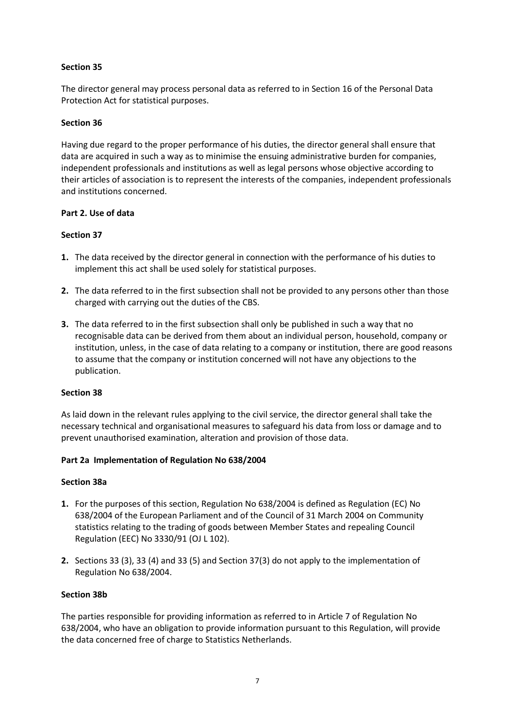**Section 35**

The director general may process personal data as referred to in Section 16 of the Personal Data Protection Act for statistical purposes.

**Section 36**

Having due regard to the proper performance of his duties, the director general shall ensure that data are acquired in such a way as to minimise the ensuing administrative burden for companies, independent professionals and institutions as well as legal persons whose objective according to their articles of association is to represent the interests of the companies, independent professionals and institutions concerned.

**Part 2. Use of data**

**Section 37**

1. The data received by the director general in connection with the performance of his duties to implement this act shall be used solely for statistical purposes.
2. The data referred to in the first subsection shall not be provided to any persons other than those charged with carrying out the duties of the CBS.
3. The data referred to in the first subsection shall only be published in such a way that no recognisable data can be derived from them about an individual person, household, company or institution, unless, in the case of data relating to a company or institution, there are good reasons to assume that the company or institution concerned will not have any objections to the publication.

**Section 38**

As laid down in the relevant rules applying to the civil service, the director general shall take the necessary technical and organisational measures to safeguard his data from loss or damage and to prevent unauthorised examination, alteration and provision of those data.

**Part 2a Implementation of Regulation No 638/2004**

**Section 38a**

1. For the purposes of this section, Regulation No 638/2004 is defined as Regulation (EC) No 638/2004 of the European Parliament and of the Council of 31 March 2004 on Community statistics relating to the trading of goods between Member States and repealing Council Regulation (EEC) No 3330/91 (OJ L 102).
2. Sections 33 (3), 33 (4) and 33 (5) and Section 37(3) do not apply to the implementation of Regulation No 638/2004.

**Section 38b**

The parties responsible for providing information as referred to in Article 7 of Regulation No 638/2004, who have an obligation to provide information pursuant to this Regulation, will provide the data concerned free of charge to Statistics Netherlands.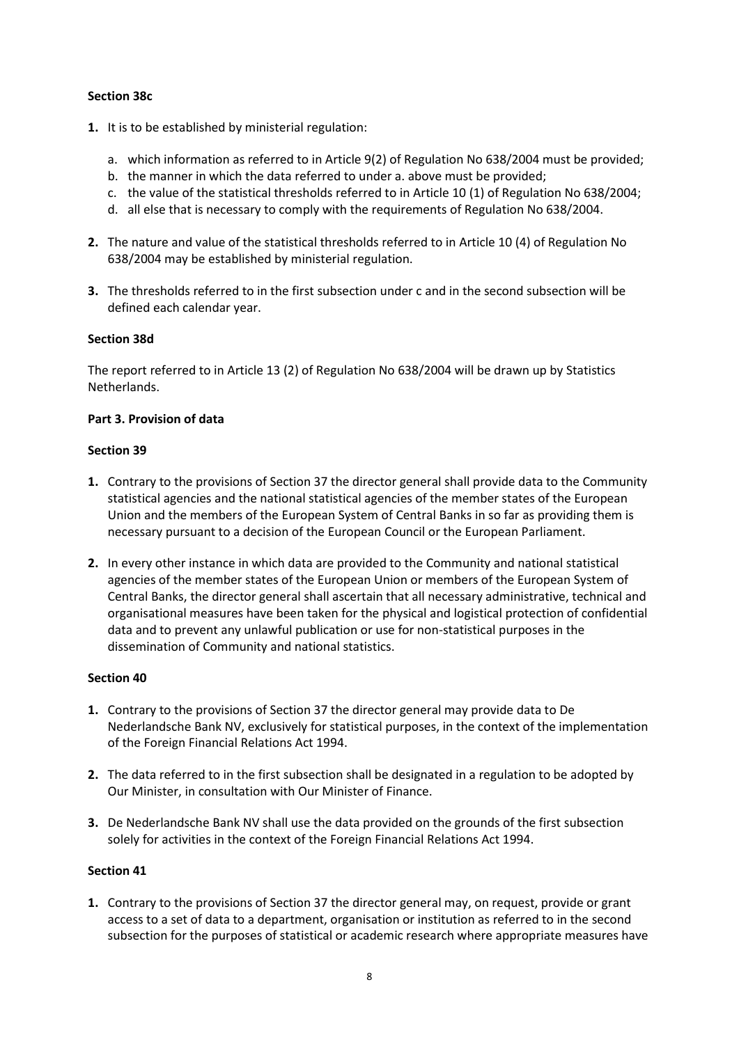**Section 38c**

1. It is to be established by ministerial regulation:
   a. which information as referred to in Article 9(2) of Regulation No 638/2004 must be provided;
   b. the manner in which the data referred to under a. above must be provided;
   c. the value of the statistical thresholds referred to in Article 10 (1) of Regulation No 638/2004;
   d. all else that is necessary to comply with the requirements of Regulation No 638/2004.
2. The nature and value of the statistical thresholds referred to in Article 10 (4) of Regulation No 638/2004 may be established by ministerial regulation.
3. The thresholds referred to in the first subsection under c and in the second subsection will be defined each calendar year.

**Section 38d**

The report referred to in Article 13 (2) of Regulation No 638/2004 will be drawn up by Statistics Netherlands.

**Part 3. Provision of data**

**Section 39**

1. Contrary to the provisions of Section 37 the director general shall provide data to the Community statistical agencies and the national statistical agencies of the member states of the European Union and the members of the European System of Central Banks in so far as providing them is necessary pursuant to a decision of the European Council or the European Parliament.
2. In every other instance in which data are provided to the Community and national statistical agencies of the member states of the European Union or members of the European System of Central Banks, the director general shall ascertain that all necessary administrative, technical and organisational measures have been taken for the physical and logistical protection of confidential data and to prevent any unlawful publication or use for non-statistical purposes in the dissemination of Community and national statistics.

**Section 40**

1. Contrary to the provisions of Section 37 the director general may provide data to De Nederlandsche Bank NV, exclusively for statistical purposes, in the context of the implementation of the Foreign Financial Relations Act 1994.
2. The data referred to in the first subsection shall be designated in a regulation to be adopted by Our Minister, in consultation with Our Minister of Finance.
3. De Nederlandsche Bank NV shall use the data provided on the grounds of the first subsection solely for activities in the context of the Foreign Financial Relations Act 1994.

**Section 41**

1. Contrary to the provisions of Section 37 the director general may, on request, provide or grant access to a set of data to a department, organisation or institution as referred to in the second subsection for the purposes of statistical or academic research where appropriate measures have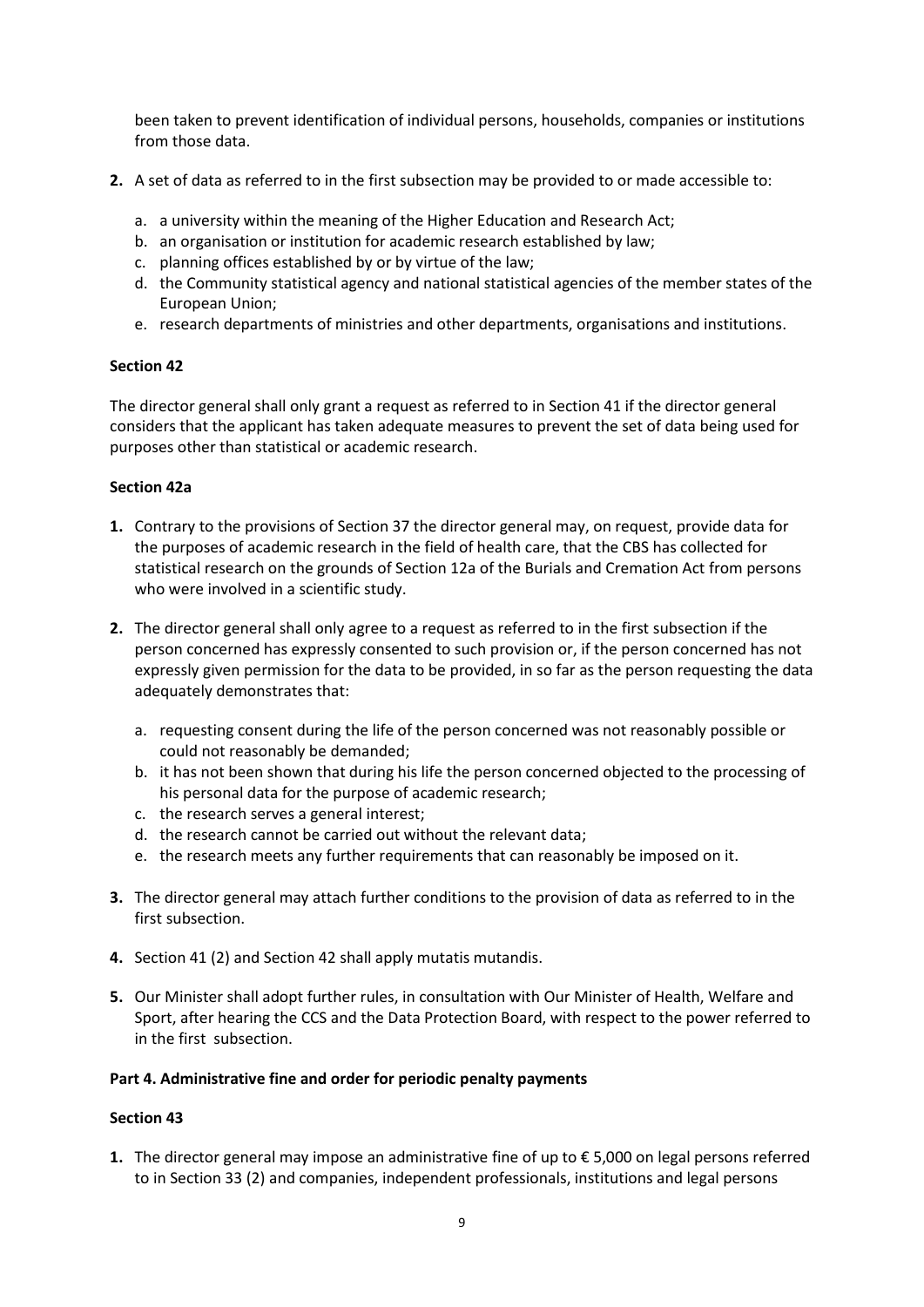been taken to prevent identification of individual persons, households, companies or institutions from those data.

**2.** A set of data as referred to in the first subsection may be provided to or made accessible to:

a. a university within the meaning of the Higher Education and Research Act;
b. an organisation or institution for academic research established by law;
c. planning offices established by or by virtue of the law;
d. the Community statistical agency and national statistical agencies of the member states of the European Union;
e. research departments of ministries and other departments, organisations and institutions.

**Section 42**

The director general shall only grant a request as referred to in Section 41 if the director general considers that the applicant has taken adequate measures to prevent the set of data being used for purposes other than statistical or academic research.

**Section 42a**

**1.** Contrary to the provisions of Section 37 the director general may, on request, provide data for the purposes of academic research in the field of health care, that the CBS has collected for statistical research on the grounds of Section 12a of the Burials and Cremation Act from persons who were involved in a scientific study.

**2.** The director general shall only agree to a request as referred to in the first subsection if the person concerned has expressly consented to such provision or, if the person concerned has not expressly given permission for the data to be provided, in so far as the person requesting the data adequately demonstrates that:

a. requesting consent during the life of the person concerned was not reasonably possible or could not reasonably be demanded;
b. it has not been shown that during his life the person concerned objected to the processing of his personal data for the purpose of academic research;
c. the research serves a general interest;
d. the research cannot be carried out without the relevant data;
e. the research meets any further requirements that can reasonably be imposed on it.

**3.** The director general may attach further conditions to the provision of data as referred to in the first subsection.

**4.** Section 41 (2) and Section 42 shall apply mutatis mutandis.

**5.** Our Minister shall adopt further rules, in consultation with Our Minister of Health, Welfare and Sport, after hearing the CCS and the Data Protection Board, with respect to the power referred to in the first subsection.

**Part 4. Administrative fine and order for periodic penalty payments**

**Section 43**

**1.** The director general may impose an administrative fine of up to € 5,000 on legal persons referred to in Section 33 (2) and companies, independent professionals, institutions and legal persons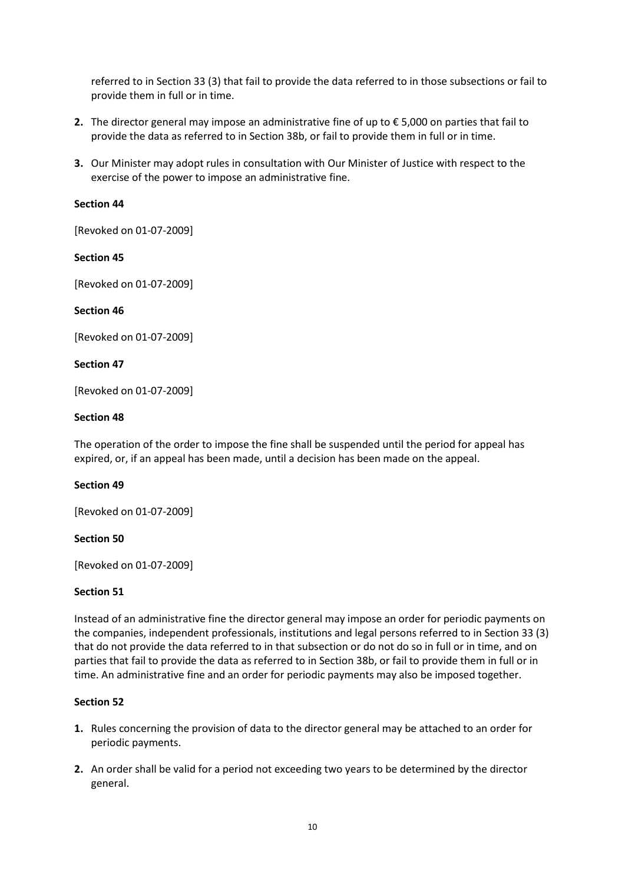referred to in Section 33 (3) that fail to provide the data referred to in those subsections or fail to provide them in full or in time.

2. The director general may impose an administrative fine of up to € 5,000 on parties that fail to provide the data as referred to in Section 38b, or fail to provide them in full or in time.
3. Our Minister may adopt rules in consultation with Our Minister of Justice with respect to the exercise of the power to impose an administrative fine.

**Section 44**

[Revoked on 01-07-2009]

**Section 45**

[Revoked on 01-07-2009]

**Section 46**

[Revoked on 01-07-2009]

**Section 47**

[Revoked on 01-07-2009]

**Section 48**

The operation of the order to impose the fine shall be suspended until the period for appeal has expired, or, if an appeal has been made, until a decision has been made on the appeal.

**Section 49**

[Revoked on 01-07-2009]

**Section 50**

[Revoked on 01-07-2009]

**Section 51**

Instead of an administrative fine the director general may impose an order for periodic payments on the companies, independent professionals, institutions and legal persons referred to in Section 33 (3) that do not provide the data referred to in that subsection or do not do so in full or in time, and on parties that fail to provide the data as referred to in Section 38b, or fail to provide them in full or in time. An administrative fine and an order for periodic payments may also be imposed together.

**Section 52**

1. Rules concerning the provision of data to the director general may be attached to an order for periodic payments.
2. An order shall be valid for a period not exceeding two years to be determined by the director general.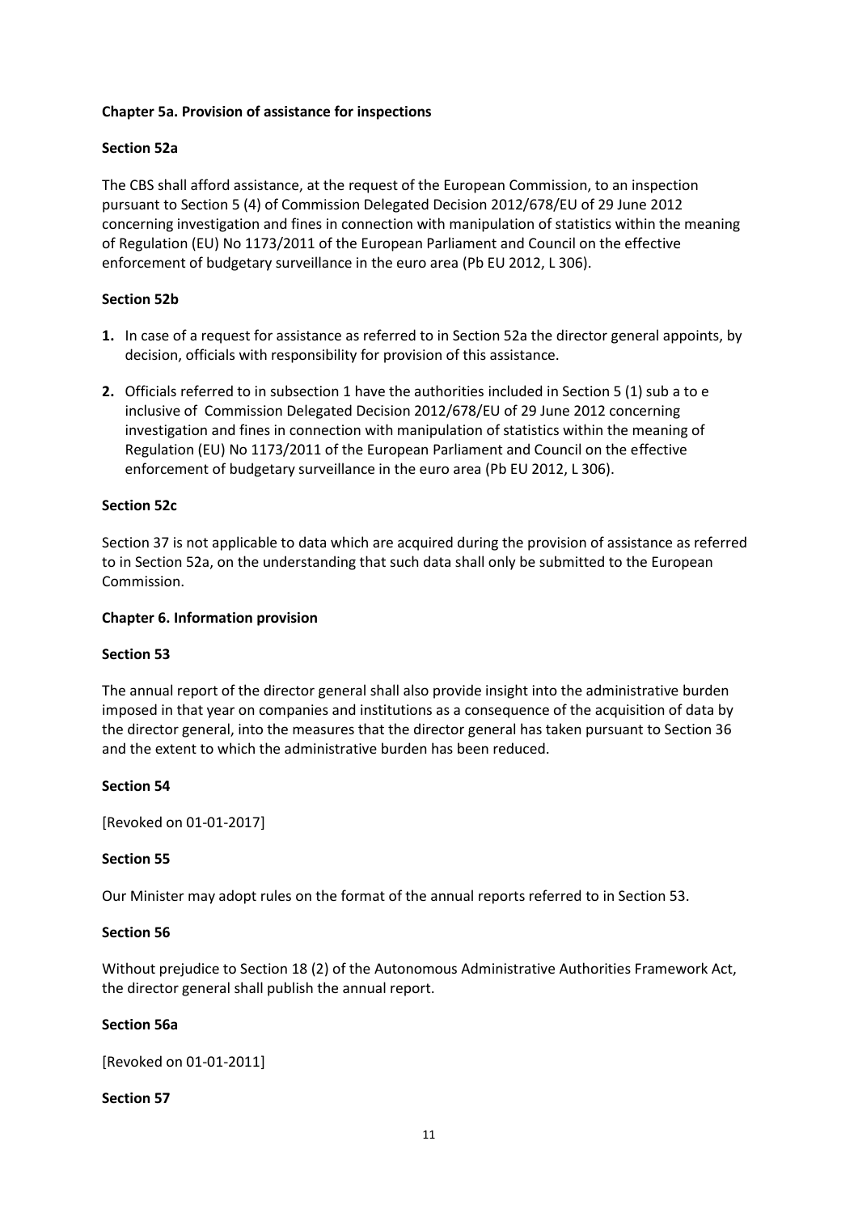**Chapter 5a. Provision of assistance for inspections**

**Section 52a**

The CBS shall afford assistance, at the request of the European Commission, to an inspection pursuant to Section 5 (4) of Commission Delegated Decision 2012/678/EU of 29 June 2012 concerning investigation and fines in connection with manipulation of statistics within the meaning of Regulation (EU) No 1173/2011 of the European Parliament and Council on the effective enforcement of budgetary surveillance in the euro area (Pb EU 2012, L 306).

**Section 52b**

1. In case of a request for assistance as referred to in Section 52a the director general appoints, by decision, officials with responsibility for provision of this assistance.
2. Officials referred to in subsection 1 have the authorities included in Section 5 (1) sub a to e inclusive of Commission Delegated Decision 2012/678/EU of 29 June 2012 concerning investigation and fines in connection with manipulation of statistics within the meaning of Regulation (EU) No 1173/2011 of the European Parliament and Council on the effective enforcement of budgetary surveillance in the euro area (Pb EU 2012, L 306).

**Section 52c**

Section 37 is not applicable to data which are acquired during the provision of assistance as referred to in Section 52a, on the understanding that such data shall only be submitted to the European Commission.

**Chapter 6. Information provision**

**Section 53**

The annual report of the director general shall also provide insight into the administrative burden imposed in that year on companies and institutions as a consequence of the acquisition of data by the director general, into the measures that the director general has taken pursuant to Section 36 and the extent to which the administrative burden has been reduced.

**Section 54**

[Revoked on 01-01-2017]

**Section 55**

Our Minister may adopt rules on the format of the annual reports referred to in Section 53.

**Section 56**

Without prejudice to Section 18 (2) of the Autonomous Administrative Authorities Framework Act, the director general shall publish the annual report.

**Section 56a**

[Revoked on 01-01-2011]

**Section 57**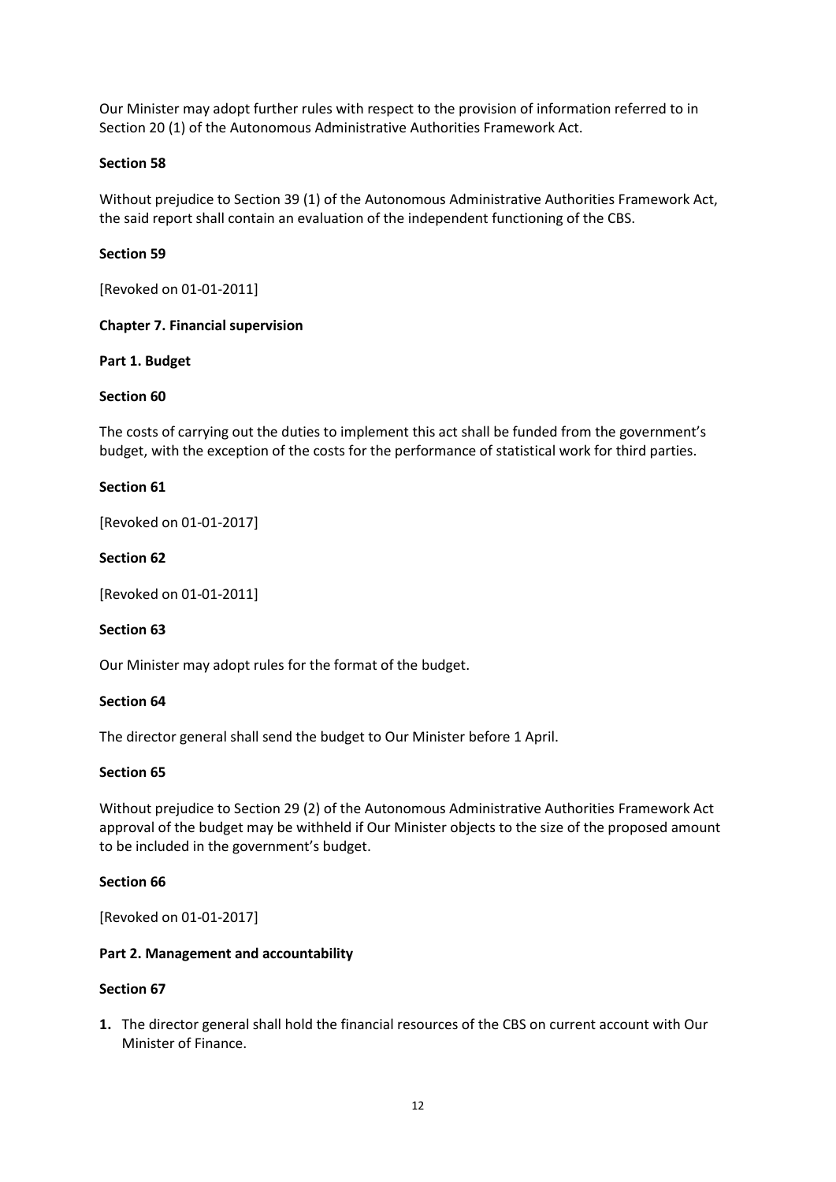Our Minister may adopt further rules with respect to the provision of information referred to in Section 20 (1) of the Autonomous Administrative Authorities Framework Act.

**Section 58**

Without prejudice to Section 39 (1) of the Autonomous Administrative Authorities Framework Act, the said report shall contain an evaluation of the independent functioning of the CBS.

**Section 59**

[Revoked on 01-01-2011]

**Chapter 7. Financial supervision**

**Part 1. Budget**

**Section 60**

The costs of carrying out the duties to implement this act shall be funded from the government's budget, with the exception of the costs for the performance of statistical work for third parties.

**Section 61**

[Revoked on 01-01-2017]

**Section 62**

[Revoked on 01-01-2011]

**Section 63**

Our Minister may adopt rules for the format of the budget.

**Section 64**

The director general shall send the budget to Our Minister before 1 April.

**Section 65**

Without prejudice to Section 29 (2) of the Autonomous Administrative Authorities Framework Act approval of the budget may be withheld if Our Minister objects to the size of the proposed amount to be included in the government's budget.

**Section 66**

[Revoked on 01-01-2017]

**Part 2. Management and accountability**

**Section 67**

1. The director general shall hold the financial resources of the CBS on current account with Our Minister of Finance.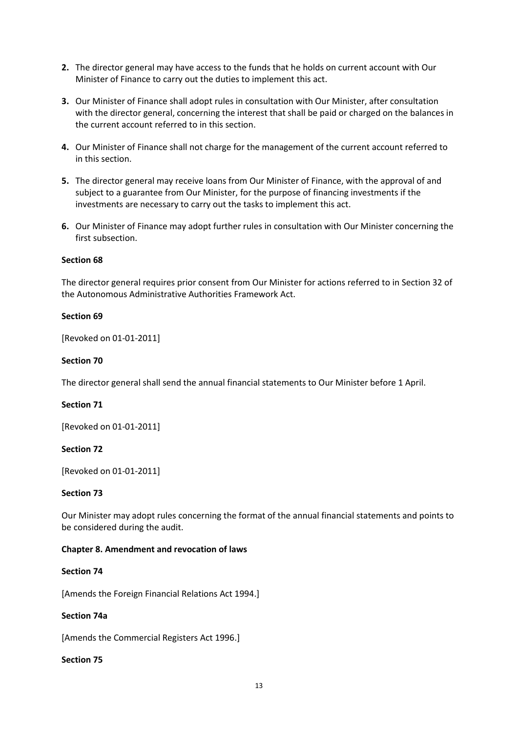2. The director general may have access to the funds that he holds on current account with Our Minister of Finance to carry out the duties to implement this act.

3. Our Minister of Finance shall adopt rules in consultation with Our Minister, after consultation with the director general, concerning the interest that shall be paid or charged on the balances in the current account referred to in this section.

4. Our Minister of Finance shall not charge for the management of the current account referred to in this section.

5. The director general may receive loans from Our Minister of Finance, with the approval of and subject to a guarantee from Our Minister, for the purpose of financing investments if the investments are necessary to carry out the tasks to implement this act.

6. Our Minister of Finance may adopt further rules in consultation with Our Minister concerning the first subsection.

**Section 68**

The director general requires prior consent from Our Minister for actions referred to in Section 32 of the Autonomous Administrative Authorities Framework Act.

**Section 69**

[Revoked on 01-01-2011]

**Section 70**

The director general shall send the annual financial statements to Our Minister before 1 April.

**Section 71**

[Revoked on 01-01-2011]

**Section 72**

[Revoked on 01-01-2011]

**Section 73**

Our Minister may adopt rules concerning the format of the annual financial statements and points to be considered during the audit.

**Chapter 8. Amendment and revocation of laws**

**Section 74**

[Amends the Foreign Financial Relations Act 1994.]

**Section 74a**

[Amends the Commercial Registers Act 1996.]

**Section 75**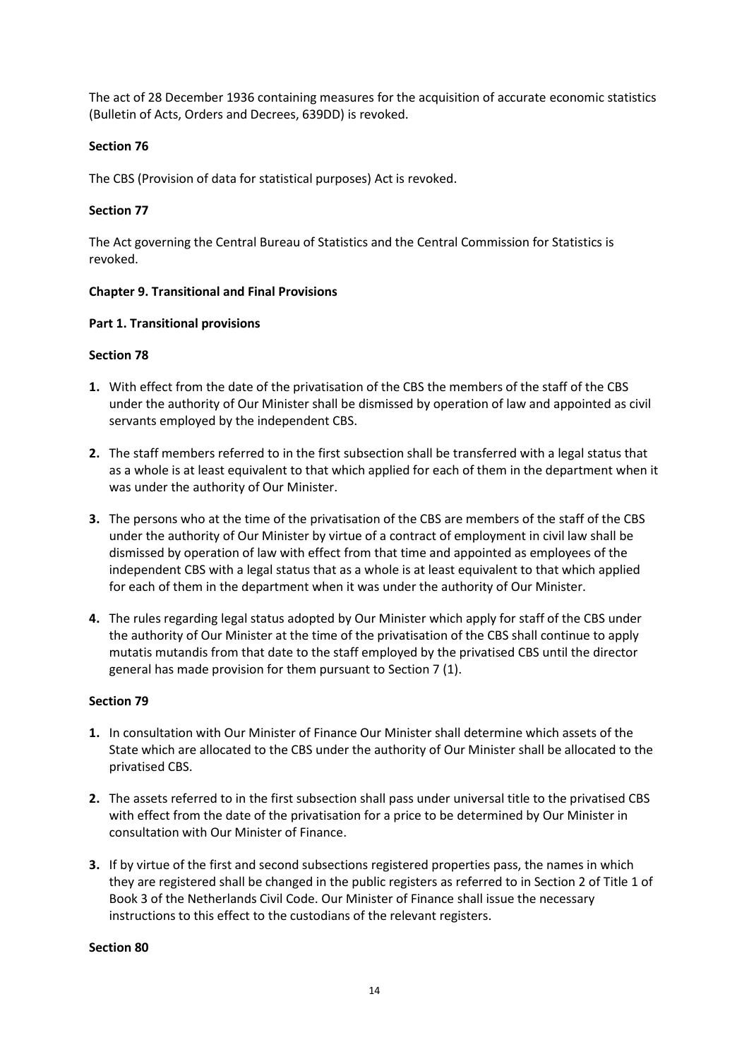The act of 28 December 1936 containing measures for the acquisition of accurate economic statistics (Bulletin of Acts, Orders and Decrees, 639DD) is revoked.

**Section 76**

The CBS (Provision of data for statistical purposes) Act is revoked.

**Section 77**

The Act governing the Central Bureau of Statistics and the Central Commission for Statistics is revoked.

**Chapter 9. Transitional and Final Provisions**

**Part 1. Transitional provisions**

**Section 78**

1. With effect from the date of the privatisation of the CBS the members of the staff of the CBS under the authority of Our Minister shall be dismissed by operation of law and appointed as civil servants employed by the independent CBS.
2. The staff members referred to in the first subsection shall be transferred with a legal status that as a whole is at least equivalent to that which applied for each of them in the department when it was under the authority of Our Minister.
3. The persons who at the time of the privatisation of the CBS are members of the staff of the CBS under the authority of Our Minister by virtue of a contract of employment in civil law shall be dismissed by operation of law with effect from that time and appointed as employees of the independent CBS with a legal status that as a whole is at least equivalent to that which applied for each of them in the department when it was under the authority of Our Minister.
4. The rules regarding legal status adopted by Our Minister which apply for staff of the CBS under the authority of Our Minister at the time of the privatisation of the CBS shall continue to apply mutatis mutandis from that date to the staff employed by the privatised CBS until the director general has made provision for them pursuant to Section 7 (1).

**Section 79**

1. In consultation with Our Minister of Finance Our Minister shall determine which assets of the State which are allocated to the CBS under the authority of Our Minister shall be allocated to the privatised CBS.
2. The assets referred to in the first subsection shall pass under universal title to the privatised CBS with effect from the date of the privatisation for a price to be determined by Our Minister in consultation with Our Minister of Finance.
3. If by virtue of the first and second subsections registered properties pass, the names in which they are registered shall be changed in the public registers as referred to in Section 2 of Title 1 of Book 3 of the Netherlands Civil Code. Our Minister of Finance shall issue the necessary instructions to this effect to the custodians of the relevant registers.

**Section 80**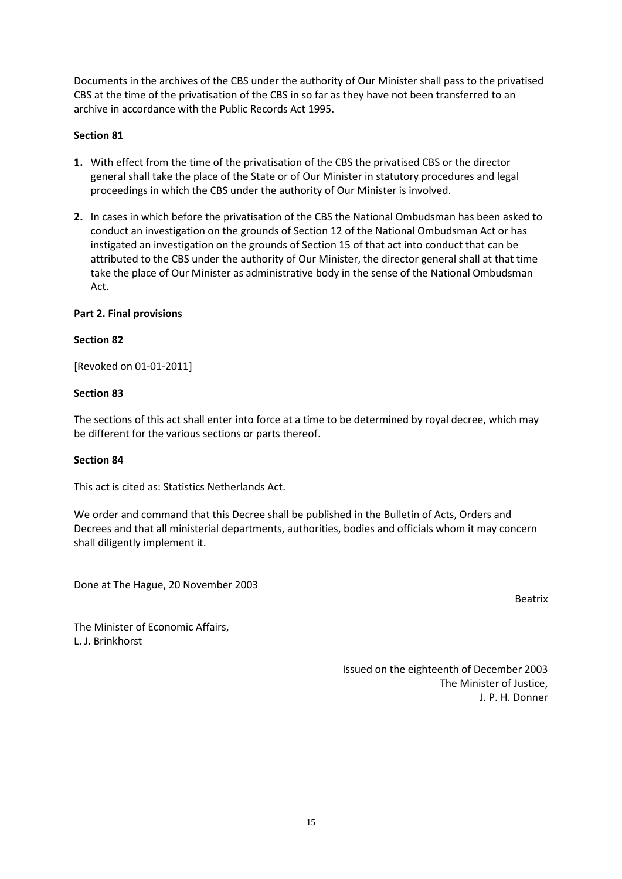Documents in the archives of the CBS under the authority of Our Minister shall pass to the privatised CBS at the time of the privatisation of the CBS in so far as they have not been transferred to an archive in accordance with the Public Records Act 1995.

**Section 81**

1. With effect from the time of the privatisation of the CBS the privatised CBS or the director general shall take the place of the State or of Our Minister in statutory procedures and legal proceedings in which the CBS under the authority of Our Minister is involved.
2. In cases in which before the privatisation of the CBS the National Ombudsman has been asked to conduct an investigation on the grounds of Section 12 of the National Ombudsman Act or has instigated an investigation on the grounds of Section 15 of that act into conduct that can be attributed to the CBS under the authority of Our Minister, the director general shall at that time take the place of Our Minister as administrative body in the sense of the National Ombudsman Act.

**Part 2. Final provisions**

**Section 82**

[Revoked on 01-01-2011]

**Section 83**

The sections of this act shall enter into force at a time to be determined by royal decree, which may be different for the various sections or parts thereof.

**Section 84**

This act is cited as: Statistics Netherlands Act.

We order and command that this Decree shall be published in the Bulletin of Acts, Orders and Decrees and that all ministerial departments, authorities, bodies and officials whom it may concern shall diligently implement it.

Done at The Hague, 20 November 2003

Beatrix

The Minister of Economic Affairs,
L. J. Brinkhorst

Issued on the eighteenth of December 2003
The Minister of Justice,
J. P. H. Donner